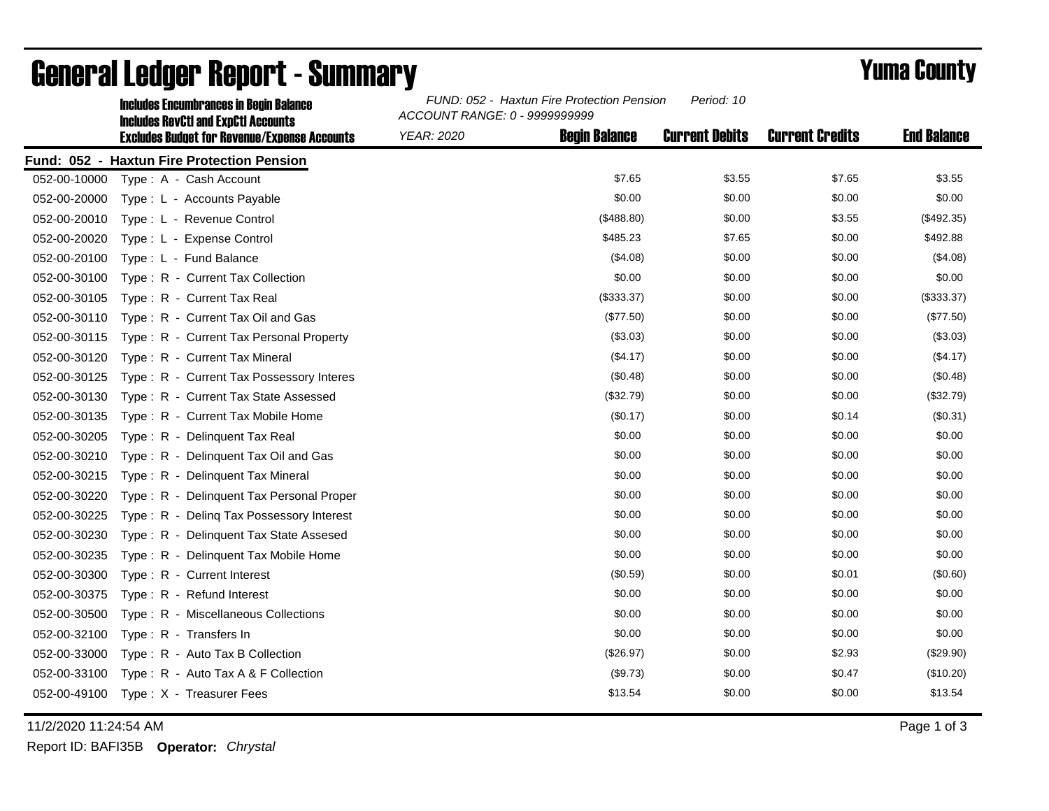# General Ledger Report - Summary

## Yuma County

**Includes Encumbrances in Begin Balance**
**Includes RevCtl and ExpCtl Accounts**
**Excludes Budget for Revenue/Expense Accounts**

*FUND: 052 - Haxtun Fire Protection Pension* *Period: 10*
*ACCOUNT RANGE: 0 - 9999999999*
*YEAR: 2020*

**Fund: 052 - Haxtun Fire Protection Pension**

| Account | Description | Begin Balance | Current Debits | Current Credits | End Balance |
|---|---|---|---|---|---|
| 052-00-10000 | Type : A - Cash Account | $7.65 | $3.55 | $7.65 | $3.55 |
| 052-00-20000 | Type : L - Accounts Payable | $0.00 | $0.00 | $0.00 | $0.00 |
| 052-00-20010 | Type : L - Revenue Control | ($488.80) | $0.00 | $3.55 | ($492.35) |
| 052-00-20020 | Type : L - Expense Control | $485.23 | $7.65 | $0.00 | $492.88 |
| 052-00-20100 | Type : L - Fund Balance | ($4.08) | $0.00 | $0.00 | ($4.08) |
| 052-00-30100 | Type : R - Current Tax Collection | $0.00 | $0.00 | $0.00 | $0.00 |
| 052-00-30105 | Type : R - Current Tax Real | ($333.37) | $0.00 | $0.00 | ($333.37) |
| 052-00-30110 | Type : R - Current Tax Oil and Gas | ($77.50) | $0.00 | $0.00 | ($77.50) |
| 052-00-30115 | Type : R - Current Tax Personal Property | ($3.03) | $0.00 | $0.00 | ($3.03) |
| 052-00-30120 | Type : R - Current Tax Mineral | ($4.17) | $0.00 | $0.00 | ($4.17) |
| 052-00-30125 | Type : R - Current Tax Possessory Interes | ($0.48) | $0.00 | $0.00 | ($0.48) |
| 052-00-30130 | Type : R - Current Tax State Assessed | ($32.79) | $0.00 | $0.00 | ($32.79) |
| 052-00-30135 | Type : R - Current Tax Mobile Home | ($0.17) | $0.00 | $0.14 | ($0.31) |
| 052-00-30205 | Type : R - Delinquent Tax Real | $0.00 | $0.00 | $0.00 | $0.00 |
| 052-00-30210 | Type : R - Delinquent Tax Oil and Gas | $0.00 | $0.00 | $0.00 | $0.00 |
| 052-00-30215 | Type : R - Delinquent Tax Mineral | $0.00 | $0.00 | $0.00 | $0.00 |
| 052-00-30220 | Type : R - Delinquent Tax Personal Proper | $0.00 | $0.00 | $0.00 | $0.00 |
| 052-00-30225 | Type : R - Delinq Tax Possessory Interest | $0.00 | $0.00 | $0.00 | $0.00 |
| 052-00-30230 | Type : R - Delinquent Tax State Assesed | $0.00 | $0.00 | $0.00 | $0.00 |
| 052-00-30235 | Type : R - Delinquent Tax Mobile Home | $0.00 | $0.00 | $0.00 | $0.00 |
| 052-00-30300 | Type : R - Current Interest | ($0.59) | $0.00 | $0.01 | ($0.60) |
| 052-00-30375 | Type : R - Refund Interest | $0.00 | $0.00 | $0.00 | $0.00 |
| 052-00-30500 | Type : R - Miscellaneous Collections | $0.00 | $0.00 | $0.00 | $0.00 |
| 052-00-32100 | Type : R - Transfers In | $0.00 | $0.00 | $0.00 | $0.00 |
| 052-00-33000 | Type : R - Auto Tax B Collection | ($26.97) | $0.00 | $2.93 | ($29.90) |
| 052-00-33100 | Type : R - Auto Tax A & F Collection | ($9.73) | $0.00 | $0.47 | ($10.20) |
| 052-00-49100 | Type : X - Treasurer Fees | $13.54 | $0.00 | $0.00 | $13.54 |

11/2/2020 11:24:54 AM

Report ID: BAFI35B **Operator:** *Chrystal*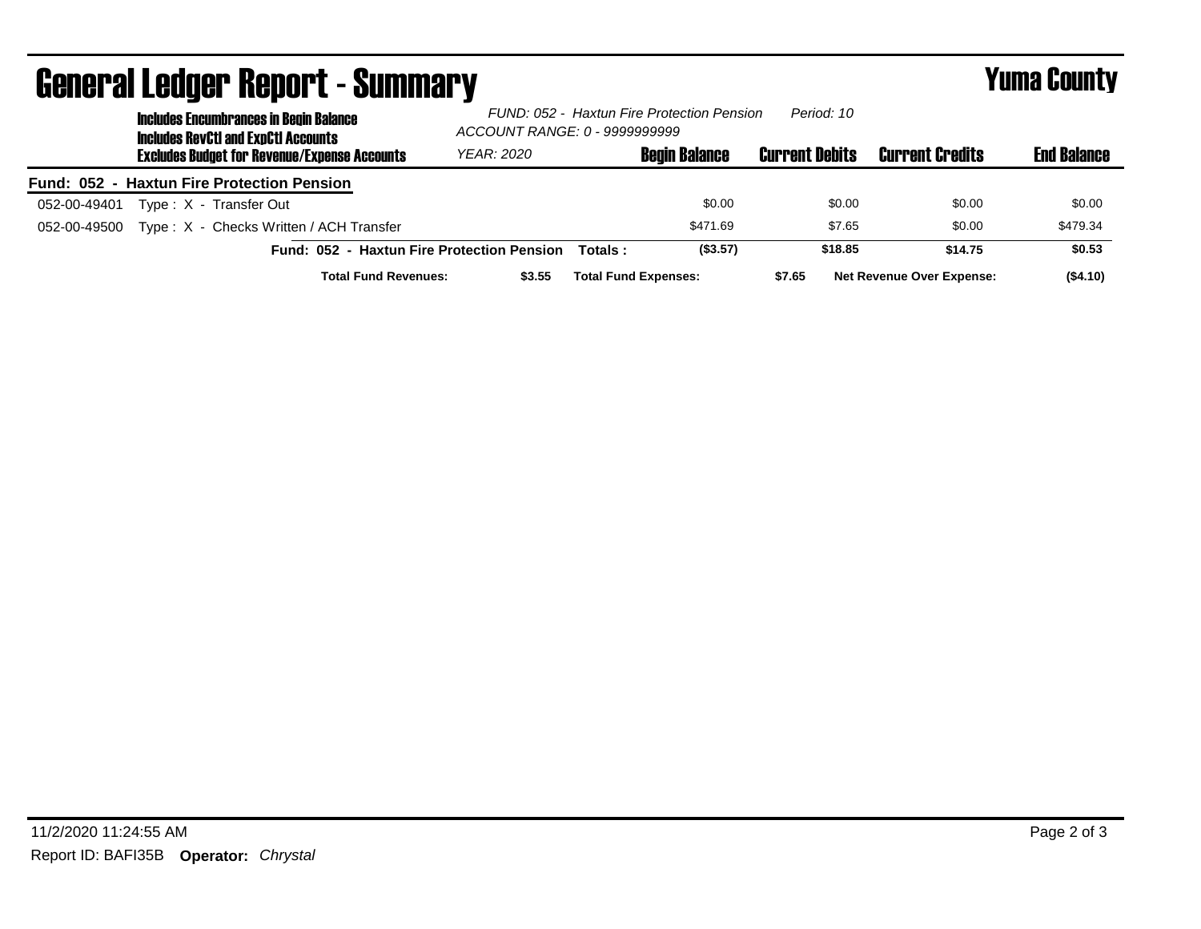# General Ledger Report - Summary

**Yuma County**

**Includes Encumbrances in Begin Balance**
**Includes RevCtl and ExpCtl Accounts**
**Excludes Budget for Revenue/Expense Accounts**

*FUND: 052 - Haxtun Fire Protection Pension* *Period: 10*
*ACCOUNT RANGE: 0 - 9999999999*
*YEAR: 2020*

| | | Begin Balance | Current Debits | Current Credits | End Balance |
|---|---|---|---|---|---|
| **Fund: 052 - Haxtun Fire Protection Pension** | | | | | |
| 052-00-49401 | Type : X - Transfer Out | $0.00 | $0.00 | $0.00 | $0.00 |
| 052-00-49500 | Type : X - Checks Written / ACH Transfer | $471.69 | $7.65 | $0.00 | $479.34 |
| | **Fund: 052 - Haxtun Fire Protection Pension Totals :** | **($3.57)** | **$18.85** | **$14.75** | **$0.53** |

| | | | | | |
|---|---|---|---|---|---|
| **Total Fund Revenues:** | **$3.55** | **Total Fund Expenses:** | **$7.65** | **Net Revenue Over Expense:** | **($4.10)** |

11/2/2020 11:24:55 AM

Report ID: BAFI35B **Operator:** *Chrystal*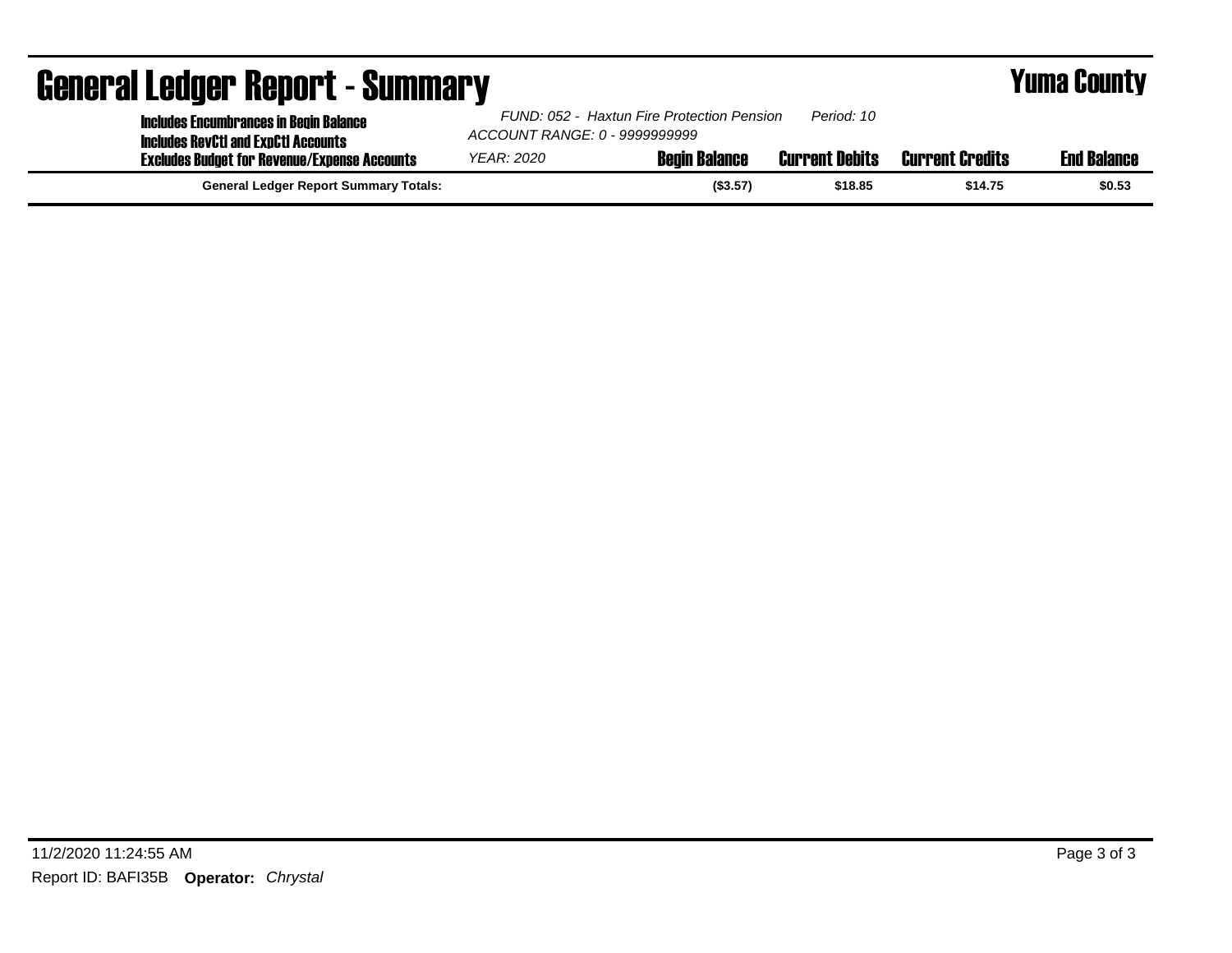# General Ledger Report - Summary

## Yuma County

Includes Encumbrances in Begin Balance
Includes RevCtl and ExpCtl Accounts
Excludes Budget for Revenue/Expense Accounts

*FUND: 052 - Haxtun Fire Protection Pension* *Period: 10*
*ACCOUNT RANGE: 0 - 9999999999*
*YEAR: 2020*

| | Begin Balance | Current Debits | Current Credits | End Balance |
|---|---|---|---|---|
| **General Ledger Report Summary Totals:** | **($3.57)** | **$18.85** | **$14.75** | **$0.53** |

11/2/2020 11:24:55 AM

Report ID: BAFI35B **Operator:** *Chrystal*